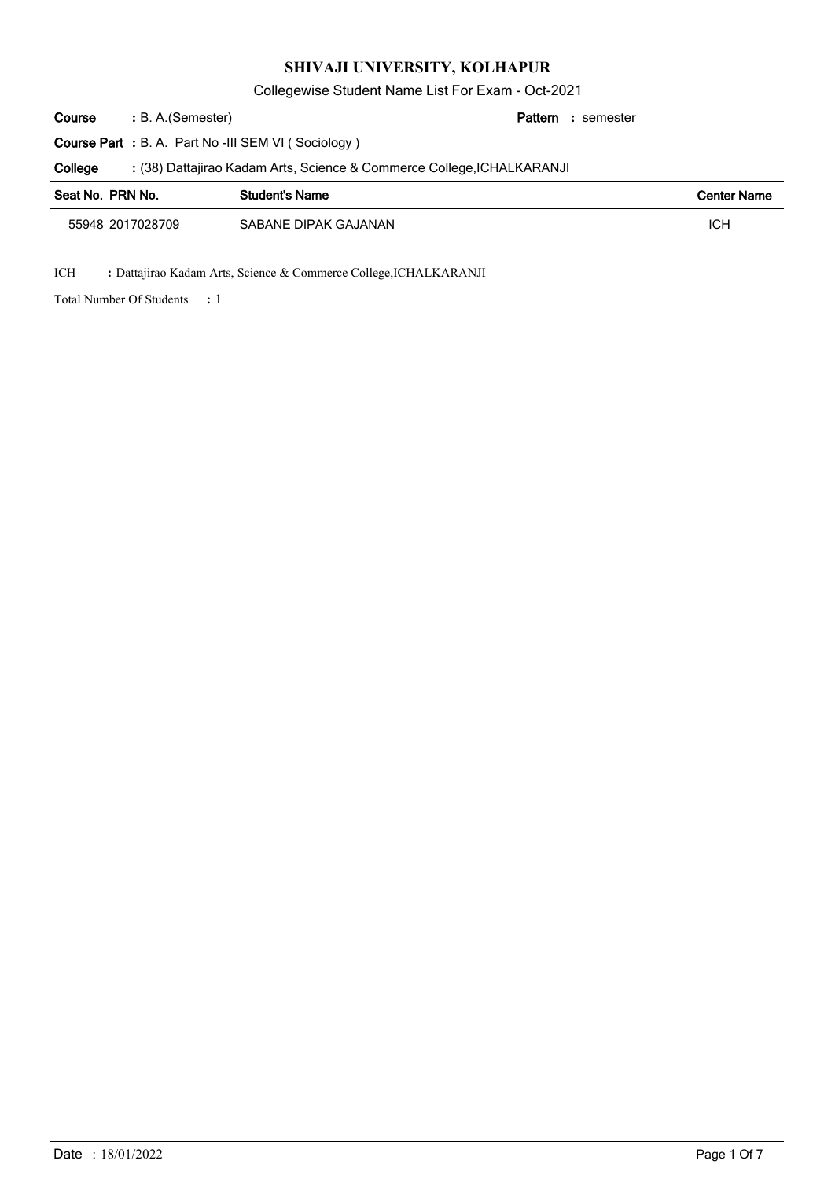# SHIVAJI UNIVERSITY, KOLHAPUR

Collegewise Student Name List For Exam - Oct-2021

**Course** : B. A.(Semester) **Pattern** : semester

**Course Part** : B. A. Part No -III SEM VI ( Sociology )

**College** : (38) Dattajirao Kadam Arts, Science & Commerce College,ICHALKARANJI

| Seat No. | PRN No. | Student's Name | Center Name |
|---|---|---|---|
| 55948 | 2017028709 | SABANE DIPAK GAJANAN | ICH |

ICH : Dattajirao Kadam Arts, Science & Commerce College,ICHALKARANJI

Total Number Of Students : 1

Date : 18/01/2022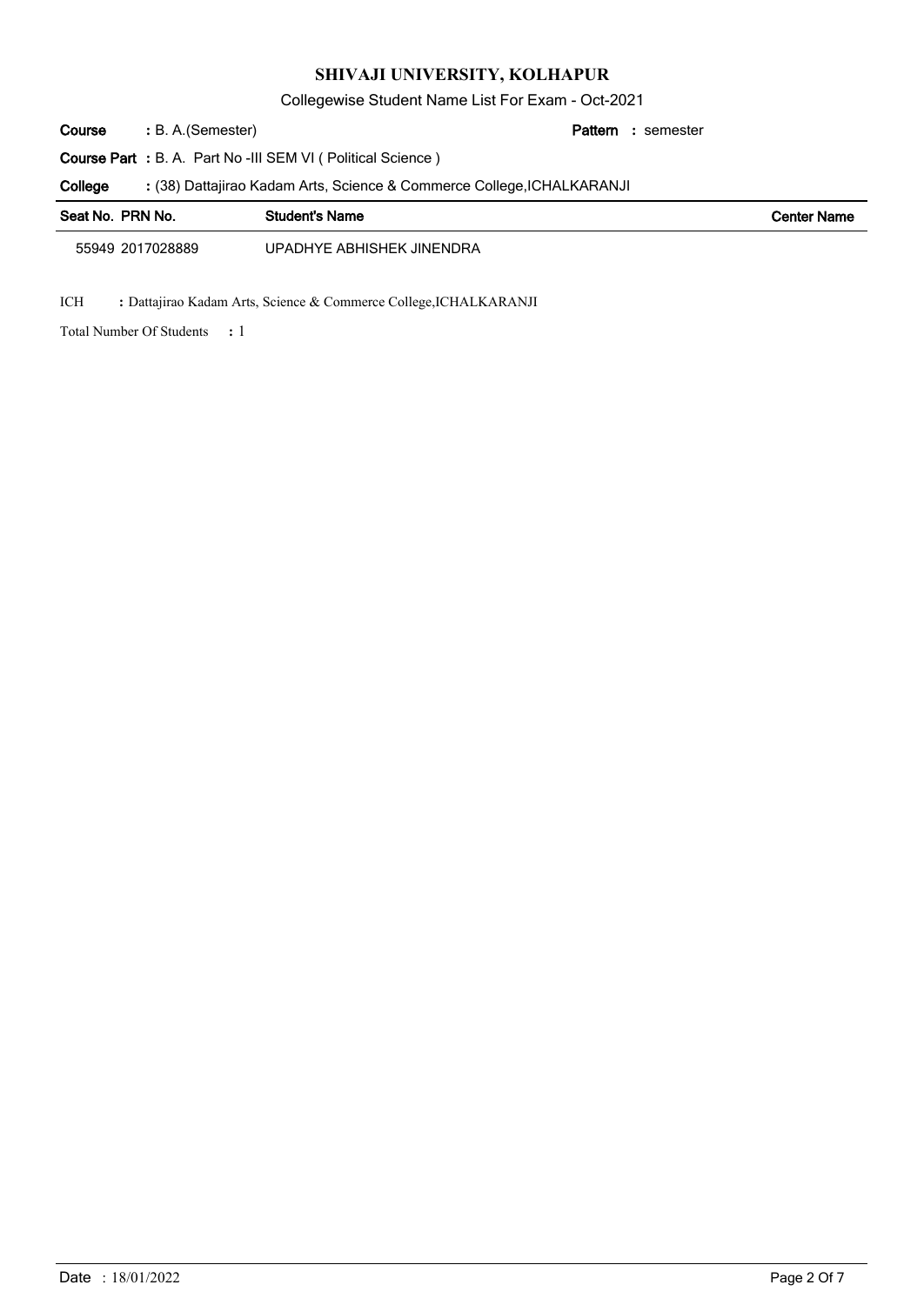# SHIVAJI UNIVERSITY, KOLHAPUR

Collegewise Student Name List For Exam - Oct-2021

**Course** : B. A.(Semester) **Pattern** : semester

**Course Part** : B. A. Part No -III SEM VI ( Political Science )

**College** : (38) Dattajirao Kadam Arts, Science & Commerce College,ICHALKARANJI

| Seat No. | PRN No. | Student's Name | Center Name |
|---|---|---|---|
| 55949 | 2017028889 | UPADHYE ABHISHEK JINENDRA | |

ICH : Dattajirao Kadam Arts, Science & Commerce College,ICHALKARANJI

Total Number Of Students : 1

Date : 18/01/2022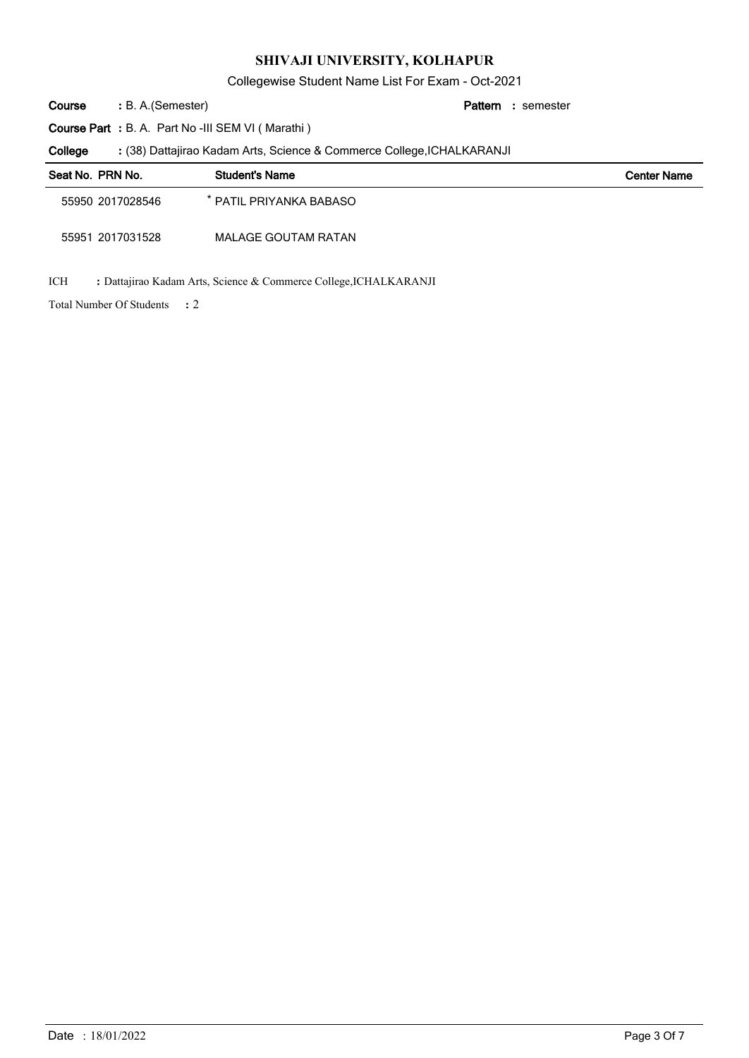# SHIVAJI UNIVERSITY, KOLHAPUR

Collegewise Student Name List For Exam - Oct-2021

**Course** : B. A.(Semester) **Pattern** : semester

**Course Part** : B. A. Part No -III SEM VI ( Marathi )

**College** : (38) Dattajirao Kadam Arts, Science & Commerce College,ICHALKARANJI

| Seat No. | PRN No. | Student's Name | Center Name |
|---|---|---|---|
| 55950 | 2017028546 | * PATIL PRIYANKA BABASO | |
| 55951 | 2017031528 | MALAGE GOUTAM RATAN | |

ICH : Dattajirao Kadam Arts, Science & Commerce College,ICHALKARANJI

Total Number Of Students : 2

Date : 18/01/2022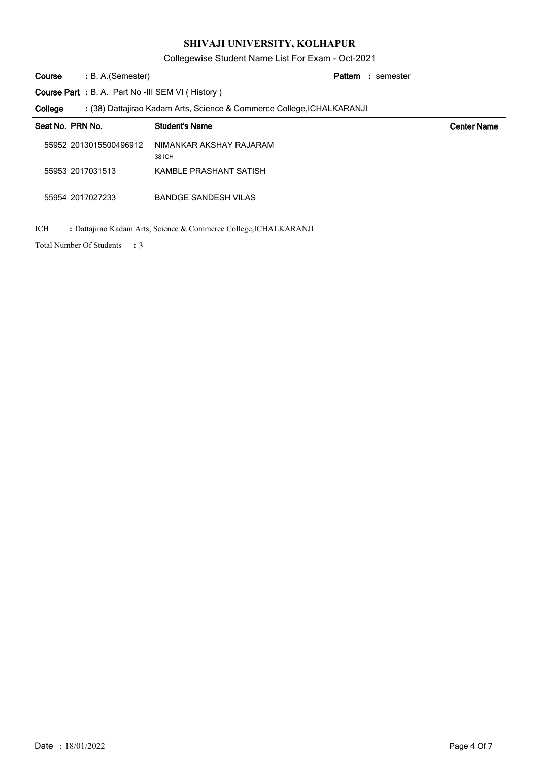# SHIVAJI UNIVERSITY, KOLHAPUR

Collegewise Student Name List For Exam - Oct-2021

**Course** : B. A.(Semester) **Pattern** : semester

**Course Part** : B. A. Part No -III SEM VI ( History )

**College** : (38) Dattajirao Kadam Arts, Science & Commerce College,ICHALKARANJI

| Seat No. | PRN No. | Student's Name | Center Name |
|---|---|---|---|
| 55952 | 2013015500496912 | NIMANKAR AKSHAY RAJARAM<br>38 ICH | |
| 55953 | 2017031513 | KAMBLE PRASHANT SATISH | |
| 55954 | 2017027233 | BANDGE SANDESH VILAS | |

ICH : Dattajirao Kadam Arts, Science & Commerce College,ICHALKARANJI

Total Number Of Students : 3

Date : 18/01/2022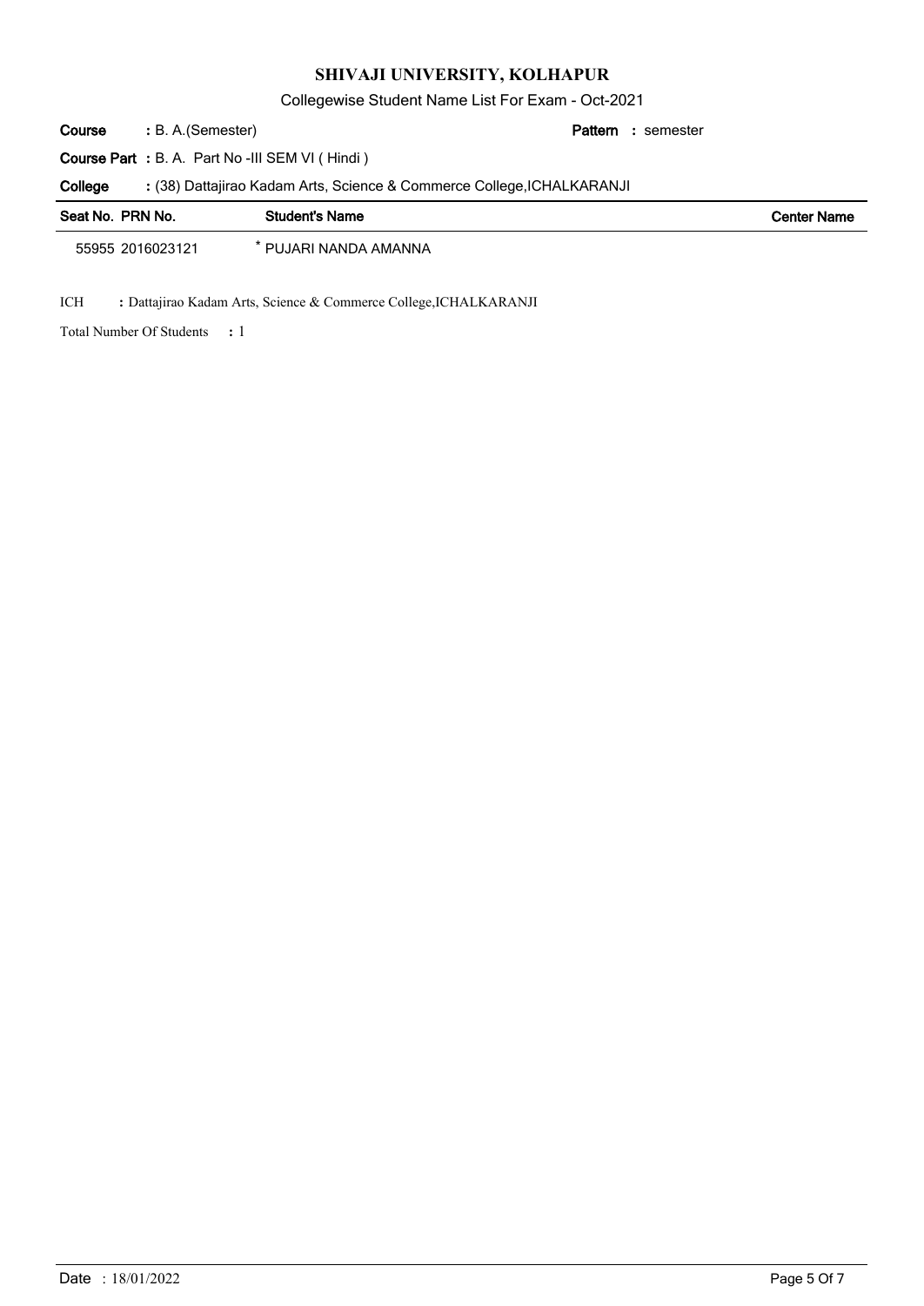# SHIVAJI UNIVERSITY, KOLHAPUR

Collegewise Student Name List For Exam - Oct-2021

**Course** : B. A.(Semester) **Pattern** : semester

**Course Part** : B. A. Part No -III SEM VI ( Hindi )

**College** : (38) Dattajirao Kadam Arts, Science & Commerce College,ICHALKARANJI

| Seat No. | PRN No. | Student's Name | Center Name |
|---|---|---|---|
| 55955 | 2016023121 | * PUJARI NANDA AMANNA | |

ICH : Dattajirao Kadam Arts, Science & Commerce College,ICHALKARANJI

Total Number Of Students : 1

Date : 18/01/2022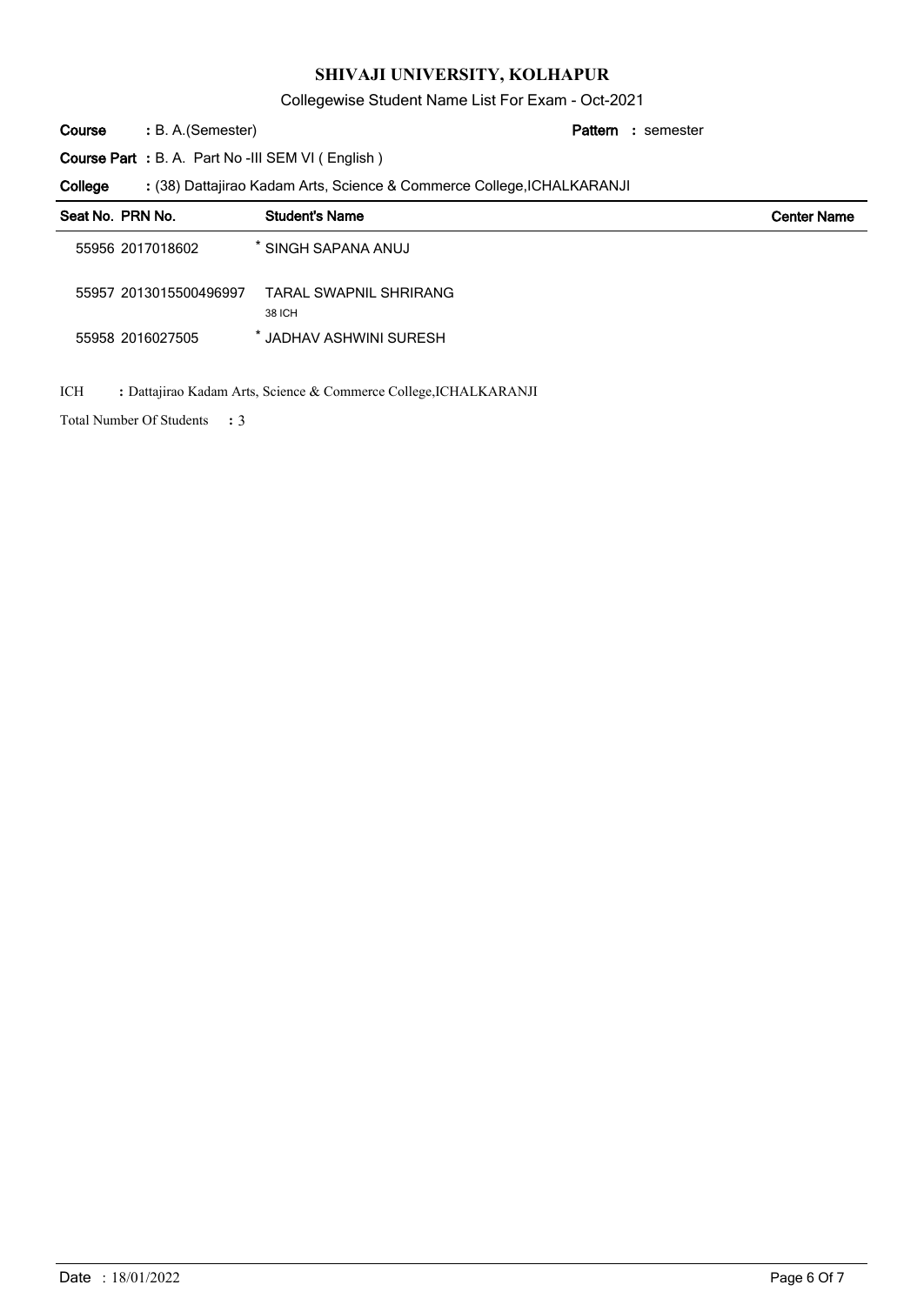# SHIVAJI UNIVERSITY, KOLHAPUR

Collegewise Student Name List For Exam - Oct-2021

**Course** : B. A.(Semester) **Pattern** : semester

**Course Part** : B. A. Part No -III SEM VI ( English )

**College** : (38) Dattajirao Kadam Arts, Science & Commerce College,ICHALKARANJI

| Seat No. | PRN No. | Student's Name | Center Name |
|---|---|---|---|
| 55956 | 2017018602 | * SINGH SAPANA ANUJ | |
| 55957 | 2013015500496997 | TARAL SWAPNIL SHRIRANG<br>38 ICH | |
| 55958 | 2016027505 | * JADHAV ASHWINI SURESH | |

ICH : Dattajirao Kadam Arts, Science & Commerce College,ICHALKARANJI

Total Number Of Students : 3

Date : 18/01/2022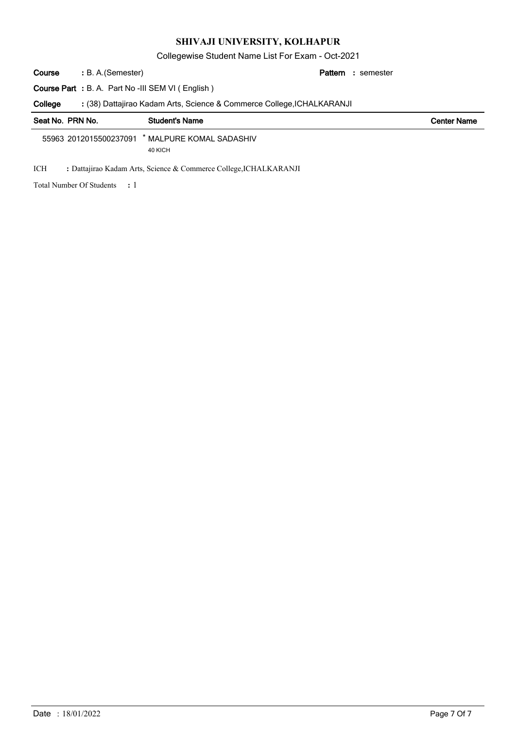# SHIVAJI UNIVERSITY, KOLHAPUR

Collegewise Student Name List For Exam - Oct-2021

**Course** : B. A.(Semester) **Pattern** : semester

**Course Part** : B. A. Part No -III SEM VI ( English )

**College** : (38) Dattajirao Kadam Arts, Science & Commerce College,ICHALKARANJI

| Seat No. | PRN No. | Student's Name | Center Name |
|---|---|---|---|
| 55963 | 2012015500237091 | * MALPURE KOMAL SADASHIV<br>40 KICH | |

ICH : Dattajirao Kadam Arts, Science & Commerce College,ICHALKARANJI

Total Number Of Students : 1

Date : 18/01/2022